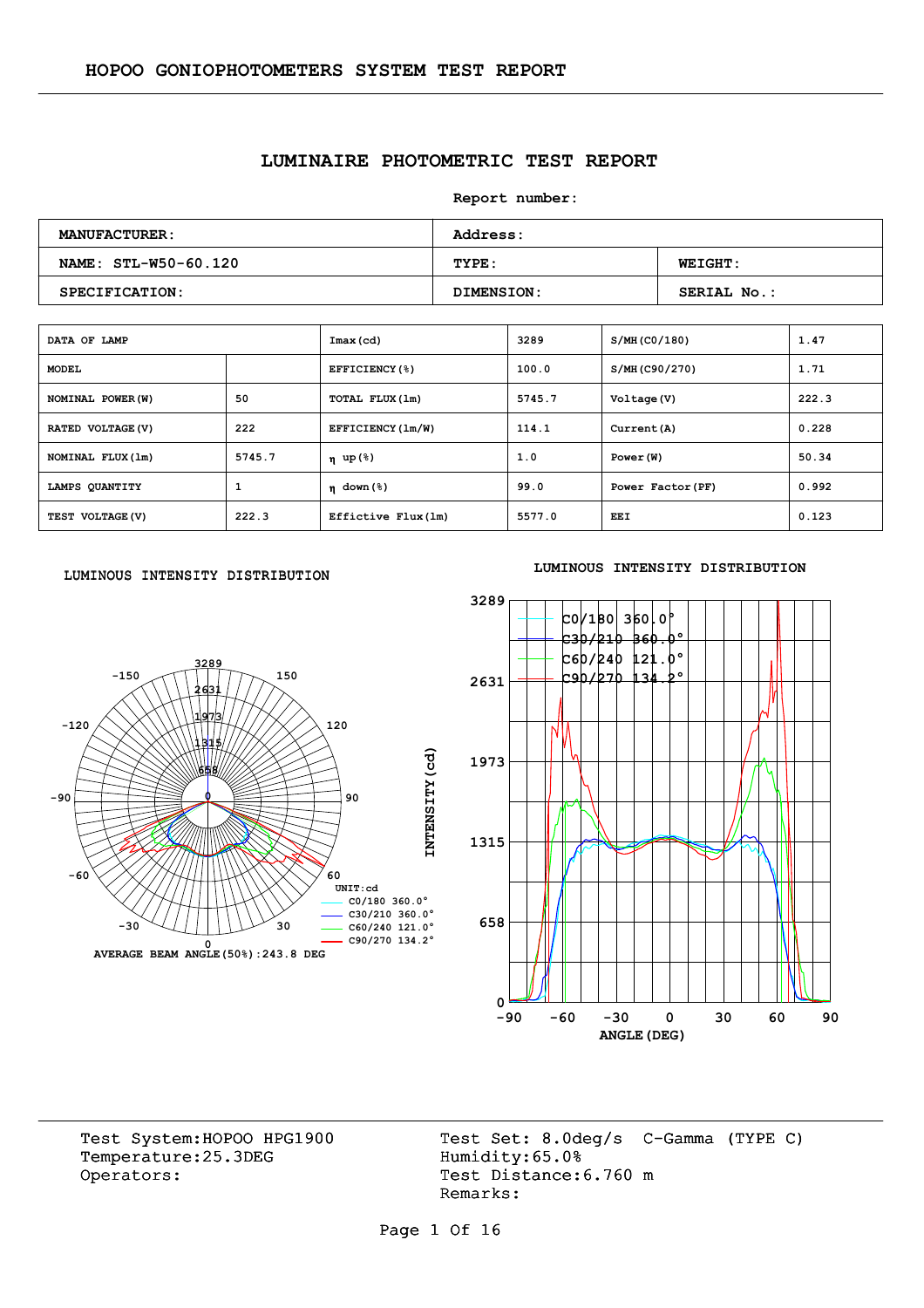HOPOO GONIOPHOTOMETERS SYSTEM TEST REPORT

# LUMINAIRE PHOTOMETRIC TEST REPORT

Report number:

| MANUFACTURER: | Address: | |
|---|---|---|
| NAME: STL-W50-60.120 | TYPE: | WEIGHT: |
| SPECIFICATION: | DIMENSION: | SERIAL No.: |

| DATA OF LAMP | | Imax(cd) | 3289 | S/MH(C0/180) | 1.47 |
|---|---|---|---|---|---|
| MODEL | | EFFICIENCY(%) | 100.0 | S/MH(C90/270) | 1.71 |
| NOMINAL POWER(W) | 50 | TOTAL FLUX(lm) | 5745.7 | Voltage(V) | 222.3 |
| RATED VOLTAGE(V) | 222 | EFFICIENCY(lm/W) | 114.1 | Current(A) | 0.228 |
| NOMINAL FLUX(lm) | 5745.7 | η up(%) | 1.0 | Power(W) | 50.34 |
| LAMPS QUANTITY | 1 | η down(%) | 99.0 | Power Factor(PF) | 0.992 |
| TEST VOLTAGE(V) | 222.3 | Effictive Flux(lm) | 5577.0 | EEI | 0.123 |

LUMINOUS INTENSITY DISTRIBUTION

UNIT:cd
C0/180 360.0°
C30/210 360.0°
C60/240 121.0°
C90/270 134.2°

AVERAGE BEAM ANGLE(50%):243.8 DEG

LUMINOUS INTENSITY DISTRIBUTION

C0/180 360.0°
C30/210 360.0°
C60/240 121.0°
C90/270 134.2°

INTENSITY(cd) / ANGLE(DEG)

Test System:HOPOO HPG1900
Temperature:25.3DEG
Operators:

Test Set: 8.0deg/s C-Gamma (TYPE C)
Humidity:65.0%
Test Distance:6.760 m
Remarks: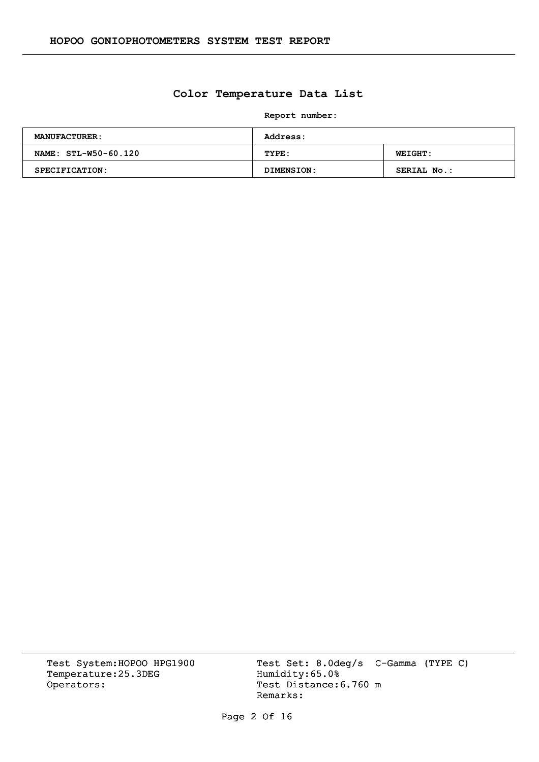## Color Temperature Data List

**Report number:**

| **MANUFACTURER:** | **Address:** | |
|---|---|---|
| **NAME: STL-W50-60.120** | **TYPE:** | **WEIGHT:** |
| **SPECIFICATION:** | **DIMENSION:** | **SERIAL No.:** |

Test System:HOPOO HPG1900
Temperature:25.3DEG
Operators:

Test Set: 8.0deg/s C-Gamma (TYPE C)
Humidity:65.0%
Test Distance:6.760 m
Remarks: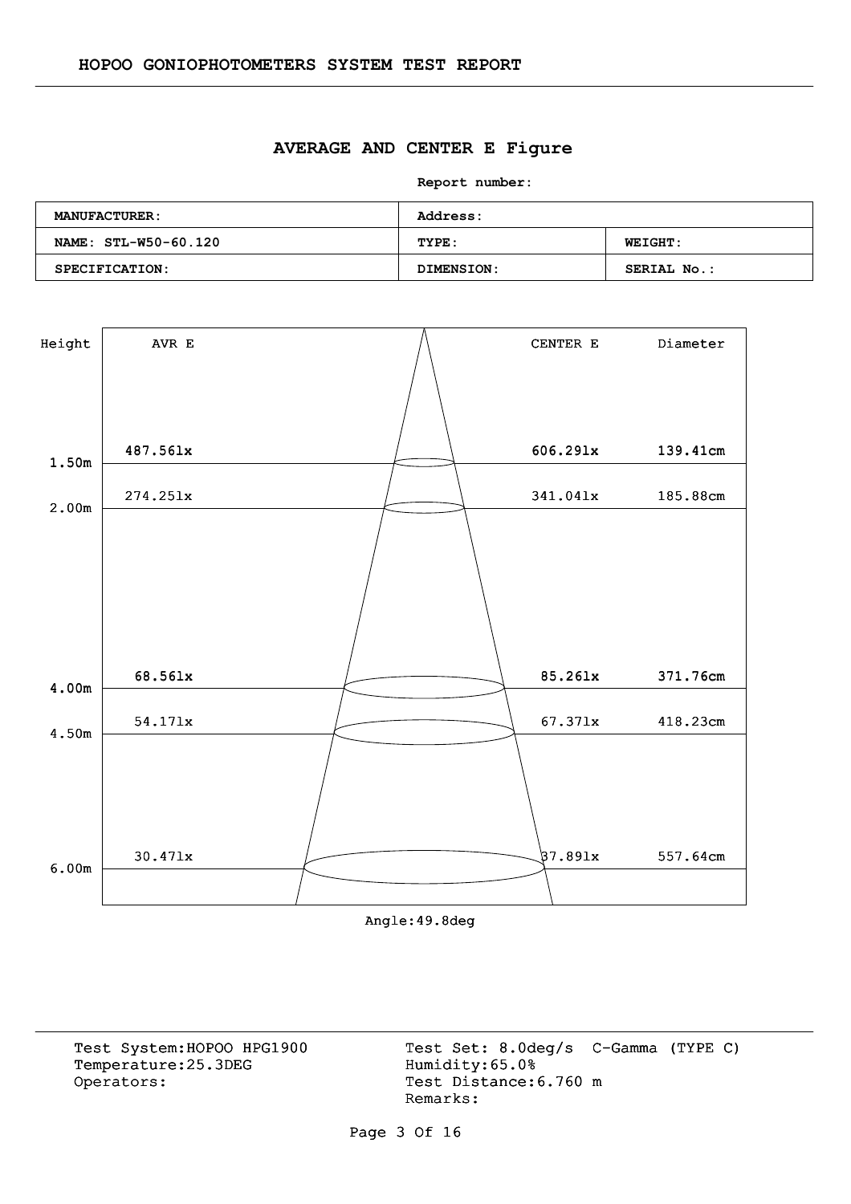# HOPOO GONIOPHOTOMETERS SYSTEM TEST REPORT

## AVERAGE AND CENTER E Figure

**Report number:**

| **MANUFACTURER:** | **Address:** | |
|---|---|---|
| **NAME: STL-W50-60.120** | **TYPE:** | **WEIGHT:** |
| **SPECIFICATION:** | **DIMENSION:** | **SERIAL No.:** |

| Height | AVR E | CENTER E | Diameter |
|---|---|---|---|
| 1.50m | 487.56lx | 606.29lx | 139.41cm |
| 2.00m | 274.25lx | 341.04lx | 185.88cm |
| 4.00m | 68.56lx | 85.26lx | 371.76cm |
| 4.50m | 54.17lx | 67.37lx | 418.23cm |
| 6.00m | 30.47lx | 37.89lx | 557.64cm |

Angle:49.8deg

Test System:HOPOO HPG1900
Temperature:25.3DEG
Operators:

Test Set: 8.0deg/s C-Gamma (TYPE C)
Humidity:65.0%
Test Distance:6.760 m
Remarks: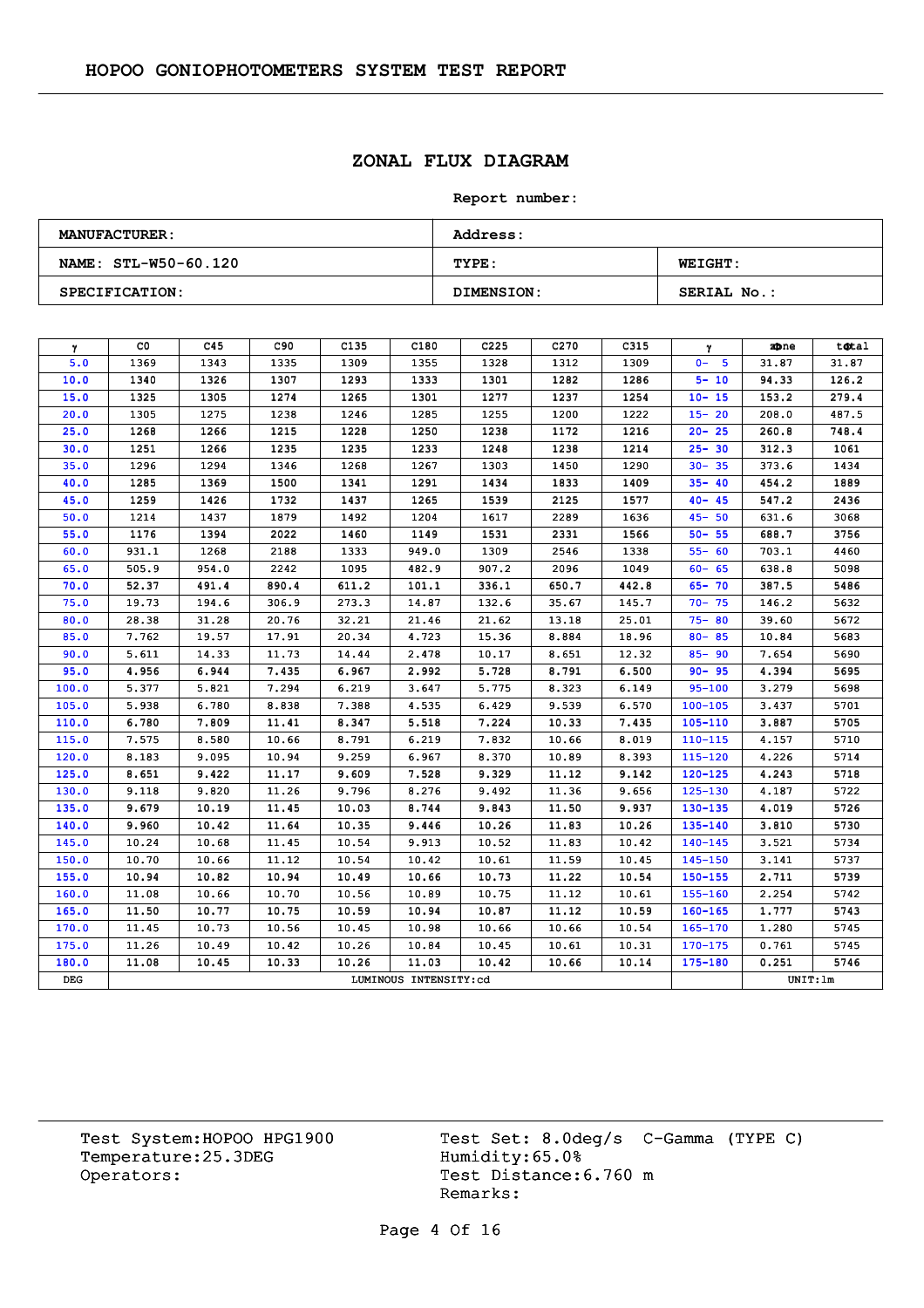# HOPOO GONIOPHOTOMETERS SYSTEM TEST REPORT

## ZONAL FLUX DIAGRAM

**Report number:**

| **MANUFACTURER:** | **Address:** | |
|---|---|---|
| **NAME: STL-W50-60.120** | **TYPE:** | **WEIGHT:** |
| **SPECIFICATION:** | **DIMENSION:** | **SERIAL No.:** |

| γ | C0 | C45 | C90 | C135 | C180 | C225 | C270 | C315 | γ | zone | total |
|---|---|---|---|---|---|---|---|---|---|---|---|
| 5.0 | 1369 | 1343 | 1335 | 1309 | 1355 | 1328 | 1312 | 1309 | 0- 5 | 31.87 | 31.87 |
| 10.0 | 1340 | 1326 | 1307 | 1293 | 1333 | 1301 | 1282 | 1286 | 5- 10 | 94.33 | 126.2 |
| 15.0 | 1325 | 1305 | 1274 | 1265 | 1301 | 1277 | 1237 | 1254 | 10- 15 | 153.2 | 279.4 |
| 20.0 | 1305 | 1275 | 1238 | 1246 | 1285 | 1255 | 1200 | 1222 | 15- 20 | 208.0 | 487.5 |
| 25.0 | 1268 | 1266 | 1215 | 1228 | 1250 | 1238 | 1172 | 1216 | 20- 25 | 260.8 | 748.4 |
| 30.0 | 1251 | 1266 | 1235 | 1235 | 1233 | 1248 | 1238 | 1214 | 25- 30 | 312.3 | 1061 |
| 35.0 | 1296 | 1294 | 1346 | 1268 | 1267 | 1303 | 1450 | 1290 | 30- 35 | 373.6 | 1434 |
| 40.0 | 1285 | 1369 | 1500 | 1341 | 1291 | 1434 | 1833 | 1409 | 35- 40 | 454.2 | 1889 |
| 45.0 | 1259 | 1426 | 1732 | 1437 | 1265 | 1539 | 2125 | 1577 | 40- 45 | 547.2 | 2436 |
| 50.0 | 1214 | 1437 | 1879 | 1492 | 1204 | 1617 | 2289 | 1636 | 45- 50 | 631.6 | 3068 |
| 55.0 | 1176 | 1394 | 2022 | 1460 | 1149 | 1531 | 2331 | 1566 | 50- 55 | 688.7 | 3756 |
| 60.0 | 931.1 | 1268 | 2188 | 1333 | 949.0 | 1309 | 2546 | 1338 | 55- 60 | 703.1 | 4460 |
| 65.0 | 505.9 | 954.0 | 2242 | 1095 | 482.9 | 907.2 | 2096 | 1049 | 60- 65 | 638.8 | 5098 |
| 70.0 | 52.37 | 491.4 | 890.4 | 611.2 | 101.1 | 336.1 | 650.7 | 442.8 | 65- 70 | 387.5 | 5486 |
| 75.0 | 19.73 | 194.6 | 306.9 | 273.3 | 14.87 | 132.6 | 35.67 | 145.7 | 70- 75 | 146.2 | 5632 |
| 80.0 | 28.38 | 31.28 | 20.76 | 32.21 | 21.46 | 21.62 | 13.18 | 25.01 | 75- 80 | 39.60 | 5672 |
| 85.0 | 7.762 | 19.57 | 17.91 | 20.34 | 4.723 | 15.36 | 8.884 | 18.96 | 80- 85 | 10.84 | 5683 |
| 90.0 | 5.611 | 14.33 | 11.73 | 14.44 | 2.478 | 10.17 | 8.651 | 12.32 | 85- 90 | 7.654 | 5690 |
| 95.0 | 4.956 | 6.944 | 7.435 | 6.967 | 2.992 | 5.728 | 8.791 | 6.500 | 90- 95 | 4.394 | 5695 |
| 100.0 | 5.377 | 5.821 | 7.294 | 6.219 | 3.647 | 5.775 | 8.323 | 6.149 | 95-100 | 3.279 | 5698 |
| 105.0 | 5.938 | 6.780 | 8.838 | 7.388 | 4.535 | 6.429 | 9.539 | 6.570 | 100-105 | 3.437 | 5701 |
| 110.0 | 6.780 | 7.809 | 11.41 | 8.347 | 5.518 | 7.224 | 10.33 | 7.435 | 105-110 | 3.887 | 5705 |
| 115.0 | 7.575 | 8.580 | 10.66 | 8.791 | 6.219 | 7.832 | 10.66 | 8.019 | 110-115 | 4.157 | 5710 |
| 120.0 | 8.183 | 9.095 | 10.94 | 9.259 | 6.967 | 8.370 | 10.89 | 8.393 | 115-120 | 4.226 | 5714 |
| 125.0 | 8.651 | 9.422 | 11.17 | 9.609 | 7.528 | 9.329 | 11.12 | 9.142 | 120-125 | 4.243 | 5718 |
| 130.0 | 9.118 | 9.820 | 11.26 | 9.796 | 8.276 | 9.492 | 11.36 | 9.656 | 125-130 | 4.187 | 5722 |
| 135.0 | 9.679 | 10.19 | 11.45 | 10.03 | 8.744 | 9.843 | 11.50 | 9.937 | 130-135 | 4.019 | 5726 |
| 140.0 | 9.960 | 10.42 | 11.64 | 10.35 | 9.446 | 10.26 | 11.83 | 10.26 | 135-140 | 3.810 | 5730 |
| 145.0 | 10.24 | 10.68 | 11.45 | 10.54 | 9.913 | 10.52 | 11.83 | 10.42 | 140-145 | 3.521 | 5734 |
| 150.0 | 10.70 | 10.66 | 11.12 | 10.54 | 10.42 | 10.61 | 11.59 | 10.45 | 145-150 | 3.141 | 5737 |
| 155.0 | 10.94 | 10.82 | 10.94 | 10.49 | 10.66 | 10.73 | 11.22 | 10.54 | 150-155 | 2.711 | 5739 |
| 160.0 | 11.08 | 10.66 | 10.70 | 10.56 | 10.89 | 10.75 | 11.12 | 10.61 | 155-160 | 2.254 | 5742 |
| 165.0 | 11.50 | 10.77 | 10.75 | 10.59 | 10.94 | 10.87 | 11.12 | 10.59 | 160-165 | 1.777 | 5743 |
| 170.0 | 11.45 | 10.73 | 10.56 | 10.45 | 10.98 | 10.66 | 10.66 | 10.54 | 165-170 | 1.280 | 5745 |
| 175.0 | 11.26 | 10.49 | 10.42 | 10.26 | 10.84 | 10.45 | 10.61 | 10.31 | 170-175 | 0.761 | 5745 |
| 180.0 | 11.08 | 10.45 | 10.33 | 10.26 | 11.03 | 10.42 | 10.66 | 10.14 | 175-180 | 0.251 | 5746 |
| DEG | LUMINOUS INTENSITY:cd | | | | | | | | | UNIT:lm | |

Test System:HOPOO HPG1900
Temperature:25.3DEG
Operators:

Test Set: 8.0deg/s C-Gamma (TYPE C)
Humidity:65.0%
Test Distance:6.760 m
Remarks: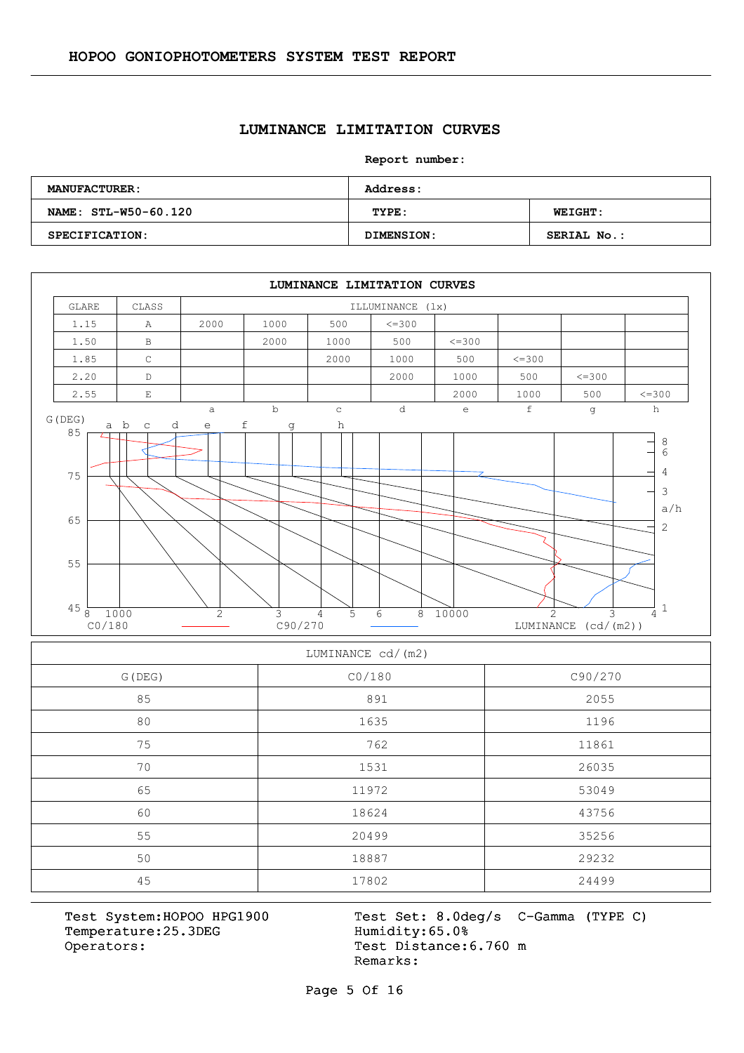# HOPOO GONIOPHOTOMETERS SYSTEM TEST REPORT

## LUMINANCE LIMITATION CURVES

**Report number:**

| **MANUFACTURER:** | **Address:** | |
|---|---|---|
| **NAME: STL-W50-60.120** | **TYPE:** | **WEIGHT:** |
| **SPECIFICATION:** | **DIMENSION:** | **SERIAL No.:** |

### LUMINANCE LIMITATION CURVES

| GLARE | CLASS | ILLUMINANCE (lx) | | | | | | | |
|---|---|---|---|---|---|---|---|---|---|
| 1.15 | A | 2000 | 1000 | 500 | <=300 | | | | |
| 1.50 | B | | 2000 | 1000 | 500 | <=300 | | | |
| 1.85 | C | | | 2000 | 1000 | 500 | <=300 | | |
| 2.20 | D | | | | 2000 | 1000 | 500 | <=300 | |
| 2.55 | E | | | | | 2000 | 1000 | 500 | <=300 |
| | | a | b | c | d | e | f | g | h |

G(DEG) a b c d e f g h

85, 75, 65, 55, 45

8 1000 2 3 4 5 6 8 10000 2 3 4

C0/180 C90/270 LUMINANCE (cd/(m2))

a/h: 8 6 4 3 2 1

| LUMINANCE cd/(m2) | | |
|---|---|---|
| G(DEG) | C0/180 | C90/270 |
| 85 | 891 | 2055 |
| 80 | 1635 | 1196 |
| 75 | 762 | 11861 |
| 70 | 1531 | 26035 |
| 65 | 11972 | 53049 |
| 60 | 18624 | 43756 |
| 55 | 20499 | 35256 |
| 50 | 18887 | 29232 |
| 45 | 17802 | 24499 |

Test System:HOPOO HPG1900
Temperature:25.3DEG
Operators:

Test Set: 8.0deg/s C-Gamma (TYPE C)
Humidity:65.0%
Test Distance:6.760 m
Remarks: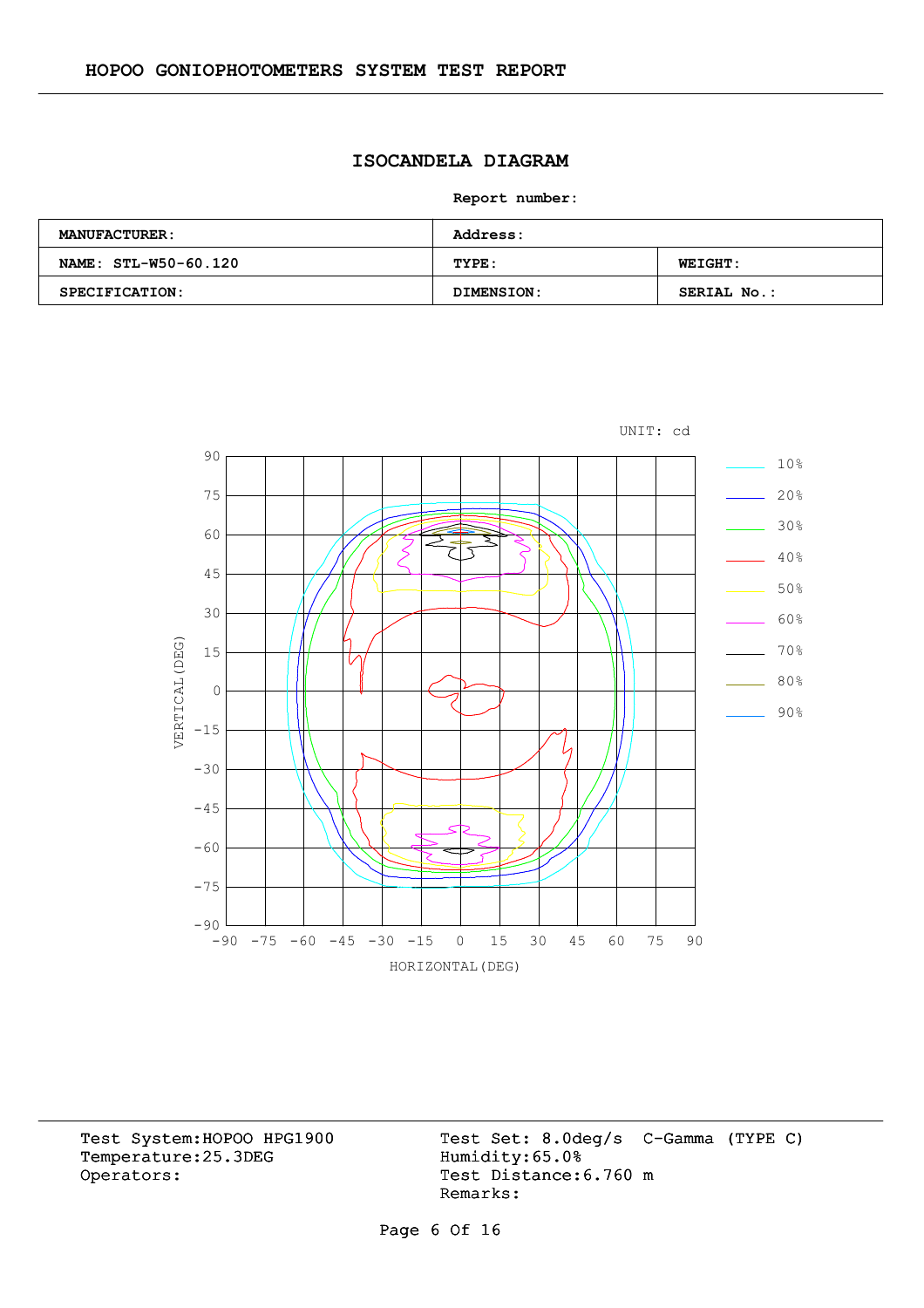## ISOCANDELA DIAGRAM

**Report number:**

| **MANUFACTURER:** | **Address:** | |
|---|---|---|
| **NAME: STL-W50-60.120** | **TYPE:** | **WEIGHT:** |
| **SPECIFICATION:** | **DIMENSION:** | **SERIAL No.:** |

UNIT: cd

Legend: 10%, 20%, 30%, 40%, 50%, 60%, 70%, 80%, 90%

VERTICAL(DEG): 90, 75, 60, 45, 30, 15, 0, -15, -30, -45, -60, -75, -90

HORIZONTAL(DEG): -90, -75, -60, -45, -30, -15, 0, 15, 30, 45, 60, 75, 90

Test System:HOPOO HPG1900
Temperature:25.3DEG
Operators:

Test Set: 8.0deg/s C-Gamma (TYPE C)
Humidity:65.0%
Test Distance:6.760 m
Remarks: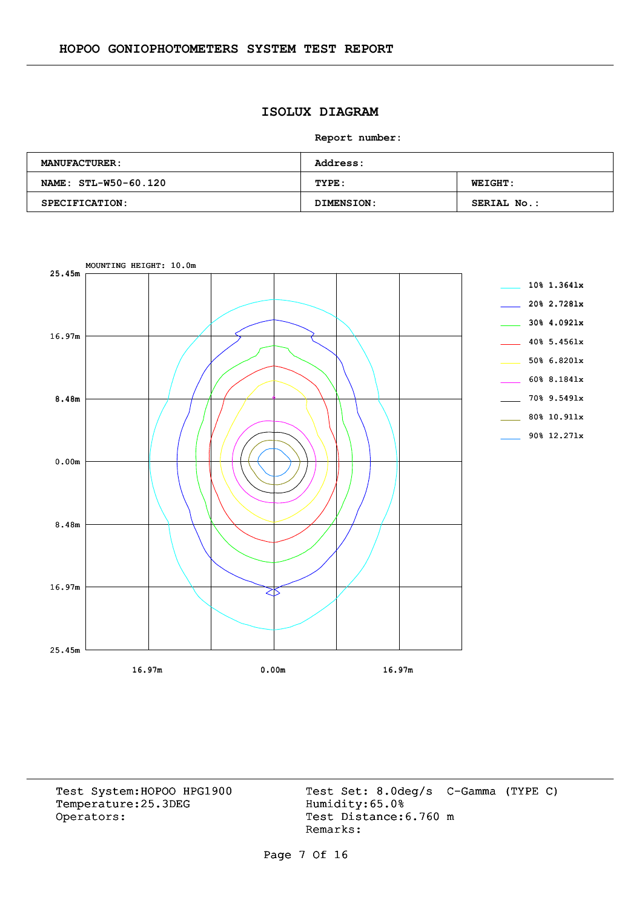HOPOO GONIOPHOTOMETERS SYSTEM TEST REPORT

## ISOLUX DIAGRAM

**Report number:**

| MANUFACTURER: | Address: | |
|---|---|---|
| NAME: STL-W50-60.120 | TYPE: | WEIGHT: |
| SPECIFICATION: | DIMENSION: | SERIAL No.: |

MOUNTING HEIGHT: 10.0m

25.45m
16.97m
8.48m
0.00m
8.48m
16.97m
25.45m

16.97m   0.00m   16.97m

- 10% 1.364lx
- 20% 2.728lx
- 30% 4.092lx
- 40% 5.456lx
- 50% 6.820lx
- 60% 8.184lx
- 70% 9.549lx
- 80% 10.91lx
- 90% 12.27lx

Test System:HOPOO HPG1900
Temperature:25.3DEG
Operators:

Test Set: 8.0deg/s C-Gamma (TYPE C)
Humidity:65.0%
Test Distance:6.760 m
Remarks: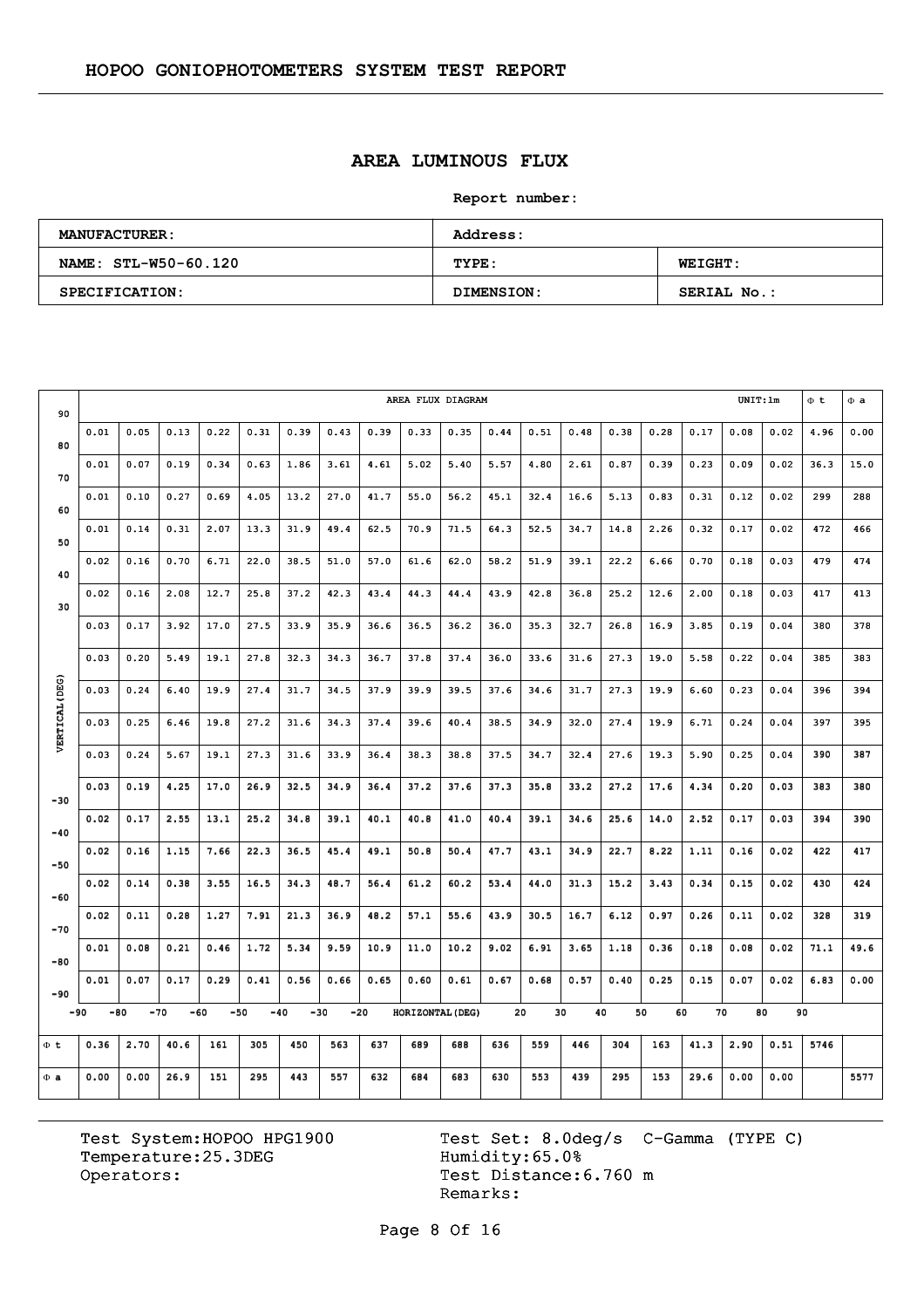# HOPOO GONIOPHOTOMETERS SYSTEM TEST REPORT

## AREA LUMINOUS FLUX

**Report number:**

| MANUFACTURER: | Address: | |
|---|---|---|
| NAME: STL-W50-60.120 | TYPE: | WEIGHT: |
| SPECIFICATION: | DIMENSION: | SERIAL No.: |

AREA FLUX DIAGRAM — UNIT:lm

| VERTICAL(DEG) \ HORIZONTAL(DEG) | -90~-80 | -80~-70 | -70~-60 | -60~-50 | -50~-40 | -40~-30 | -30~-20 | -20~-10 | -10~0 | 0~10 | 10~20 | 20~30 | 30~40 | 40~50 | 50~60 | 60~70 | 70~80 | 80~90 | Φ t | Φ a |
|---|---|---|---|---|---|---|---|---|---|---|---|---|---|---|---|---|---|---|---|---|
| 90~80 | 0.01 | 0.05 | 0.13 | 0.22 | 0.31 | 0.39 | 0.43 | 0.39 | 0.33 | 0.35 | 0.44 | 0.51 | 0.48 | 0.38 | 0.28 | 0.17 | 0.08 | 0.02 | 4.96 | 0.00 |
| 80~70 | 0.01 | 0.07 | 0.19 | 0.34 | 0.63 | 1.86 | 3.61 | 4.61 | 5.02 | 5.40 | 5.57 | 4.80 | 2.61 | 0.87 | 0.39 | 0.23 | 0.09 | 0.02 | 36.3 | 15.0 |
| 70~60 | 0.01 | 0.10 | 0.27 | 0.69 | 4.05 | 13.2 | 27.0 | 41.7 | 55.0 | 56.2 | 45.1 | 32.4 | 16.6 | 5.13 | 0.83 | 0.31 | 0.12 | 0.02 | 299 | 288 |
| 60~50 | 0.01 | 0.14 | 0.31 | 2.07 | 13.3 | 31.9 | 49.4 | 62.5 | 70.9 | 71.5 | 64.3 | 52.5 | 34.7 | 14.8 | 2.26 | 0.32 | 0.17 | 0.02 | 472 | 466 |
| 50~40 | 0.02 | 0.16 | 0.70 | 6.71 | 22.0 | 38.5 | 51.0 | 57.0 | 61.6 | 62.0 | 58.2 | 51.9 | 39.1 | 22.2 | 6.66 | 0.70 | 0.18 | 0.03 | 479 | 474 |
| 40~30 | 0.02 | 0.16 | 2.08 | 12.7 | 25.8 | 37.2 | 42.3 | 43.4 | 44.3 | 44.4 | 43.9 | 42.8 | 36.8 | 25.2 | 12.6 | 2.00 | 0.18 | 0.03 | 417 | 413 |
| 30~20 | 0.03 | 0.17 | 3.92 | 17.0 | 27.5 | 33.9 | 35.9 | 36.6 | 36.5 | 36.2 | 36.0 | 35.3 | 32.7 | 26.8 | 16.9 | 3.85 | 0.19 | 0.04 | 380 | 378 |
| 20~10 | 0.03 | 0.20 | 5.49 | 19.1 | 27.8 | 32.3 | 34.3 | 36.7 | 37.8 | 37.4 | 36.0 | 33.6 | 31.6 | 27.3 | 19.0 | 5.58 | 0.22 | 0.04 | 385 | 383 |
| 10~0 | 0.03 | 0.24 | 6.40 | 19.9 | 27.4 | 31.7 | 34.5 | 37.9 | 39.9 | 39.5 | 37.6 | 34.6 | 31.7 | 27.3 | 19.9 | 6.60 | 0.23 | 0.04 | 396 | 394 |
| 0~-10 | 0.03 | 0.25 | 6.46 | 19.8 | 27.2 | 31.6 | 34.3 | 37.4 | 39.6 | 40.4 | 38.5 | 34.9 | 32.0 | 27.4 | 19.9 | 6.71 | 0.24 | 0.04 | 397 | 395 |
| -10~-20 | 0.03 | 0.24 | 5.67 | 19.1 | 27.3 | 31.6 | 33.9 | 36.4 | 38.3 | 38.8 | 37.5 | 34.7 | 32.4 | 27.6 | 19.3 | 5.90 | 0.25 | 0.04 | 390 | 387 |
| -20~-30 | 0.03 | 0.19 | 4.25 | 17.0 | 26.9 | 32.5 | 34.9 | 36.4 | 37.2 | 37.6 | 37.3 | 35.8 | 33.2 | 27.2 | 17.6 | 4.34 | 0.20 | 0.03 | 383 | 380 |
| -30~-40 | 0.02 | 0.17 | 2.55 | 13.1 | 25.2 | 34.8 | 39.1 | 40.1 | 40.8 | 41.0 | 40.4 | 39.1 | 34.6 | 25.6 | 14.0 | 2.52 | 0.17 | 0.03 | 394 | 390 |
| -40~-50 | 0.02 | 0.16 | 1.15 | 7.66 | 22.3 | 36.5 | 45.4 | 49.1 | 50.8 | 50.4 | 47.7 | 43.1 | 34.9 | 22.7 | 8.22 | 1.11 | 0.16 | 0.02 | 422 | 417 |
| -50~-60 | 0.02 | 0.14 | 0.38 | 3.55 | 16.5 | 34.3 | 48.7 | 56.4 | 61.2 | 60.2 | 53.4 | 44.0 | 31.3 | 15.2 | 3.43 | 0.34 | 0.15 | 0.02 | 430 | 424 |
| -60~-70 | 0.02 | 0.11 | 0.28 | 1.27 | 7.91 | 21.3 | 36.9 | 48.2 | 57.1 | 55.6 | 43.9 | 30.5 | 16.7 | 6.12 | 0.97 | 0.26 | 0.11 | 0.02 | 328 | 319 |
| -70~-80 | 0.01 | 0.08 | 0.21 | 0.46 | 1.72 | 5.34 | 9.59 | 10.9 | 11.0 | 10.2 | 9.02 | 6.91 | 3.65 | 1.18 | 0.36 | 0.18 | 0.08 | 0.02 | 71.1 | 49.6 |
| -80~-90 | 0.01 | 0.07 | 0.17 | 0.29 | 0.41 | 0.56 | 0.66 | 0.65 | 0.60 | 0.61 | 0.67 | 0.68 | 0.57 | 0.40 | 0.25 | 0.15 | 0.07 | 0.02 | 6.83 | 0.00 |
| Φ t | 0.36 | 2.70 | 40.6 | 161 | 305 | 450 | 563 | 637 | 689 | 688 | 636 | 559 | 446 | 304 | 163 | 41.3 | 2.90 | 0.51 | 5746 | |
| Φ a | 0.00 | 0.00 | 26.9 | 151 | 295 | 443 | 557 | 632 | 684 | 683 | 630 | 553 | 439 | 295 | 153 | 29.6 | 0.00 | 0.00 | | 5577 |

Test System:HOPOO HPG1900
Temperature:25.3DEG
Operators:

Test Set: 8.0deg/s C-Gamma (TYPE C)
Humidity:65.0%
Test Distance:6.760 m
Remarks: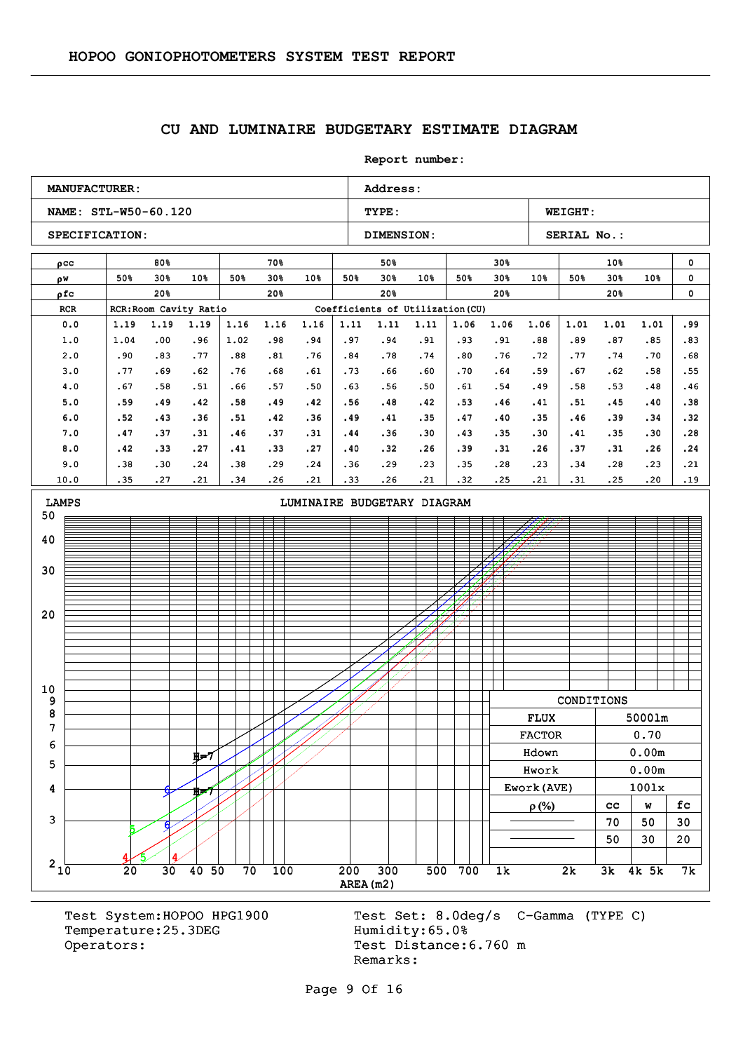HOPOO GONIOPHOTOMETERS SYSTEM TEST REPORT

## CU AND LUMINAIRE BUDGETARY ESTIMATE DIAGRAM

Report number:

| MANUFACTURER: | Address: | |
|---|---|---|
| NAME: STL-W50-60.120 | TYPE: | WEIGHT: |
| SPECIFICATION: | DIMENSION: | SERIAL No.: |

| ρcc | 80% | | | 70% | | | 50% | | | 30% | | | 10% | | | 0 |
|---|---|---|---|---|---|---|---|---|---|---|---|---|---|---|---|---|
| ρw | 50% | 30% | 10% | 50% | 30% | 10% | 50% | 30% | 10% | 50% | 30% | 10% | 50% | 30% | 10% | 0 |
| ρfc | 20% | | | 20% | | | 20% | | | 20% | | | 20% | | | 0 |
| RCR | RCR:Room Cavity Ratio | | | | | | Coefficients of Utilization(CU) | | | | | | | | | |
| 0.0 | 1.19 | 1.19 | 1.19 | 1.16 | 1.16 | 1.16 | 1.11 | 1.11 | 1.11 | 1.06 | 1.06 | 1.06 | 1.01 | 1.01 | 1.01 | .99 |
| 1.0 | 1.04 | .00 | .96 | 1.02 | .98 | .94 | .97 | .94 | .91 | .93 | .91 | .88 | .89 | .87 | .85 | .83 |
| 2.0 | .90 | .83 | .77 | .88 | .81 | .76 | .84 | .78 | .74 | .80 | .76 | .72 | .77 | .74 | .70 | .68 |
| 3.0 | .77 | .69 | .62 | .76 | .68 | .61 | .73 | .66 | .60 | .70 | .64 | .59 | .67 | .62 | .58 | .55 |
| 4.0 | .67 | .58 | .51 | .66 | .57 | .50 | .63 | .56 | .50 | .61 | .54 | .49 | .58 | .53 | .48 | .46 |
| 5.0 | .59 | .49 | .42 | .58 | .49 | .42 | .56 | .48 | .42 | .53 | .46 | .41 | .51 | .45 | .40 | .38 |
| 6.0 | .52 | .43 | .36 | .51 | .42 | .36 | .49 | .41 | .35 | .47 | .40 | .35 | .46 | .39 | .34 | .32 |
| 7.0 | .47 | .37 | .31 | .46 | .37 | .31 | .44 | .36 | .30 | .43 | .35 | .30 | .41 | .35 | .30 | .28 |
| 8.0 | .42 | .33 | .27 | .41 | .33 | .27 | .40 | .32 | .26 | .39 | .31 | .26 | .37 | .31 | .26 | .24 |
| 9.0 | .38 | .30 | .24 | .38 | .29 | .24 | .36 | .29 | .23 | .35 | .28 | .23 | .34 | .28 | .23 | .21 |
| 10.0 | .35 | .27 | .21 | .34 | .26 | .21 | .33 | .26 | .21 | .32 | .25 | .21 | .31 | .25 | .20 | .19 |

LUMINAIRE BUDGETARY DIAGRAM

LAMPS (vertical axis: 2–50); AREA(m2) (horizontal axis: 10–7k)

| CONDITIONS | | | |
|---|---|---|---|
| FLUX | 5000lm | | |
| FACTOR | 0.70 | | |
| Hdown | 0.00m | | |
| Hwork | 0.00m | | |
| Ework(AVE) | 100lx | | |
| ρ(%) | cc | w | fc |
| ——— | 70 | 50 | 30 |
| ——— | 50 | 30 | 20 |

Test System:HOPOO HPG1900
Temperature:25.3DEG
Operators:

Test Set: 8.0deg/s C-Gamma (TYPE C)
Humidity:65.0%
Test Distance:6.760 m
Remarks: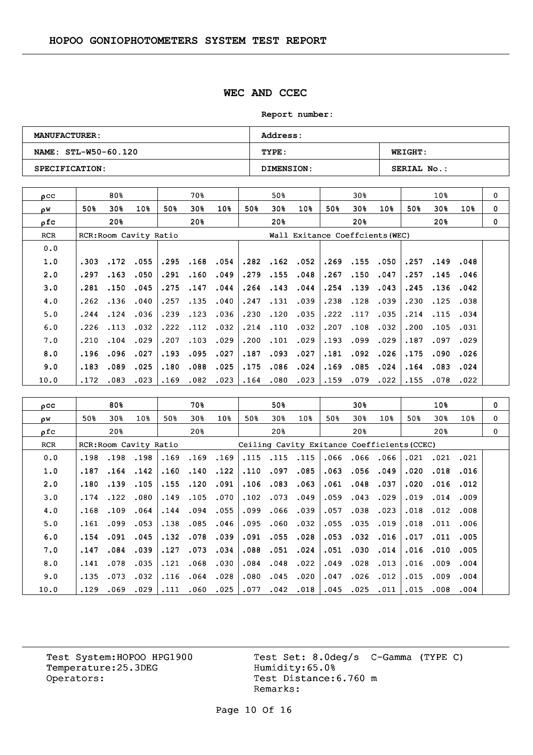# HOPOO GONIOPHOTOMETERS SYSTEM TEST REPORT

## WEC AND CCEC

**Report number:**

| MANUFACTURER: | Address: | |
|---|---|---|
| NAME: STL-W50-60.120 | TYPE: | WEIGHT: |
| SPECIFICATION: | DIMENSION: | SERIAL No.: |

| ρcc | 80% | | | 70% | | | 50% | | | 30% | | | 10% | | | 0 |
|---|---|---|---|---|---|---|---|---|---|---|---|---|---|---|---|---|
| ρw | 50% | 30% | 10% | 50% | 30% | 10% | 50% | 30% | 10% | 50% | 30% | 10% | 50% | 30% | 10% | 0 |
| ρfc | 20% | | | 20% | | | 20% | | | 20% | | | 20% | | | 0 |
| RCR | RCR:Room Cavity Ratio | | | | | | Wall Exitance Coeffcients(WEC) | | | | | | | | | |
| 0.0 | | | | | | | | | | | | | | | | |
| 1.0 | .303 | .172 | .055 | .295 | .168 | .054 | .282 | .162 | .052 | .269 | .155 | .050 | .257 | .149 | .048 | |
| 2.0 | .297 | .163 | .050 | .291 | .160 | .049 | .279 | .155 | .048 | .267 | .150 | .047 | .257 | .145 | .046 | |
| 3.0 | .281 | .150 | .045 | .275 | .147 | .044 | .264 | .143 | .044 | .254 | .139 | .043 | .245 | .136 | .042 | |
| 4.0 | .262 | .136 | .040 | .257 | .135 | .040 | .247 | .131 | .039 | .238 | .128 | .039 | .230 | .125 | .038 | |
| 5.0 | .244 | .124 | .036 | .239 | .123 | .036 | .230 | .120 | .035 | .222 | .117 | .035 | .214 | .115 | .034 | |
| 6.0 | .226 | .113 | .032 | .222 | .112 | .032 | .214 | .110 | .032 | .207 | .108 | .032 | .200 | .105 | .031 | |
| 7.0 | .210 | .104 | .029 | .207 | .103 | .029 | .200 | .101 | .029 | .193 | .099 | .029 | .187 | .097 | .029 | |
| 8.0 | .196 | .096 | .027 | .193 | .095 | .027 | .187 | .093 | .027 | .181 | .092 | .026 | .175 | .090 | .026 | |
| 9.0 | .183 | .089 | .025 | .180 | .088 | .025 | .175 | .086 | .024 | .169 | .085 | .024 | .164 | .083 | .024 | |
| 10.0 | .172 | .083 | .023 | .169 | .082 | .023 | .164 | .080 | .023 | .159 | .079 | .022 | .155 | .078 | .022 | |

| ρcc | 80% | | | 70% | | | 50% | | | 30% | | | 10% | | | 0 |
|---|---|---|---|---|---|---|---|---|---|---|---|---|---|---|---|---|
| ρw | 50% | 30% | 10% | 50% | 30% | 10% | 50% | 30% | 10% | 50% | 30% | 10% | 50% | 30% | 10% | 0 |
| ρfc | 20% | | | 20% | | | 20% | | | 20% | | | 20% | | | 0 |
| RCR | RCR:Room Cavity Ratio | | | | | | Ceiling Cavity Exitance Coefficients(CCEC) | | | | | | | | | |
| 0.0 | .198 | .198 | .198 | .169 | .169 | .169 | .115 | .115 | .115 | .066 | .066 | .066 | .021 | .021 | .021 | |
| 1.0 | .187 | .164 | .142 | .160 | .140 | .122 | .110 | .097 | .085 | .063 | .056 | .049 | .020 | .018 | .016 | |
| 2.0 | .180 | .139 | .105 | .155 | .120 | .091 | .106 | .083 | .063 | .061 | .048 | .037 | .020 | .016 | .012 | |
| 3.0 | .174 | .122 | .080 | .149 | .105 | .070 | .102 | .073 | .049 | .059 | .043 | .029 | .019 | .014 | .009 | |
| 4.0 | .168 | .109 | .064 | .144 | .094 | .055 | .099 | .066 | .039 | .057 | .038 | .023 | .018 | .012 | .008 | |
| 5.0 | .161 | .099 | .053 | .138 | .085 | .046 | .095 | .060 | .032 | .055 | .035 | .019 | .018 | .011 | .006 | |
| 6.0 | .154 | .091 | .045 | .132 | .078 | .039 | .091 | .055 | .028 | .053 | .032 | .016 | .017 | .011 | .005 | |
| 7.0 | .147 | .084 | .039 | .127 | .073 | .034 | .088 | .051 | .024 | .051 | .030 | .014 | .016 | .010 | .005 | |
| 8.0 | .141 | .078 | .035 | .121 | .068 | .030 | .084 | .048 | .022 | .049 | .028 | .013 | .016 | .009 | .004 | |
| 9.0 | .135 | .073 | .032 | .116 | .064 | .028 | .080 | .045 | .020 | .047 | .026 | .012 | .015 | .009 | .004 | |
| 10.0 | .129 | .069 | .029 | .111 | .060 | .025 | .077 | .042 | .018 | .045 | .025 | .011 | .015 | .008 | .004 | |

Test System:HOPOO HPG1900
Temperature:25.3DEG
Operators:

Test Set: 8.0deg/s C-Gamma (TYPE C)
Humidity:65.0%
Test Distance:6.760 m
Remarks: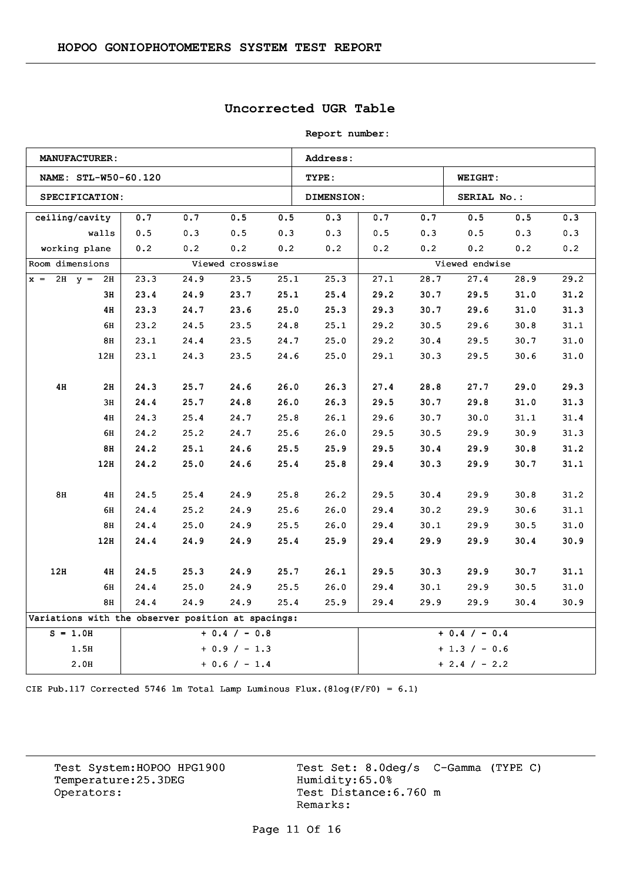# HOPOO GONIOPHOTOMETERS SYSTEM TEST REPORT

## Uncorrected UGR Table

**Report number:**

| **MANUFACTURER:** | **Address:** | |
|---|---|---|
| **NAME: STL-W50-60.120** | **TYPE:** | **WEIGHT:** |
| **SPECIFICATION:** | **DIMENSION:** | **SERIAL No.:** |

| ceiling/cavity | | 0.7 | 0.7 | 0.5 | 0.5 | 0.3 | 0.7 | 0.7 | 0.5 | 0.5 | 0.3 |
|---|---|---|---|---|---|---|---|---|---|---|---|
| walls | | 0.5 | 0.3 | 0.5 | 0.3 | 0.3 | 0.5 | 0.3 | 0.5 | 0.3 | 0.3 |
| working plane | | 0.2 | 0.2 | 0.2 | 0.2 | 0.2 | 0.2 | 0.2 | 0.2 | 0.2 | 0.2 |
| Room dimensions | | Viewed crosswise | | | | | Viewed endwise | | | | |
| x = 2H | y = 2H | 23.3 | 24.9 | 23.5 | 25.1 | 25.3 | 27.1 | 28.7 | 27.4 | 28.9 | 29.2 |
| | 3H | 23.4 | 24.9 | 23.7 | 25.1 | 25.4 | 29.2 | 30.7 | 29.5 | 31.0 | 31.2 |
| | 4H | 23.3 | 24.7 | 23.6 | 25.0 | 25.3 | 29.3 | 30.7 | 29.6 | 31.0 | 31.3 |
| | 6H | 23.2 | 24.5 | 23.5 | 24.8 | 25.1 | 29.2 | 30.5 | 29.6 | 30.8 | 31.1 |
| | 8H | 23.1 | 24.4 | 23.5 | 24.7 | 25.0 | 29.2 | 30.4 | 29.5 | 30.7 | 31.0 |
| | 12H | 23.1 | 24.3 | 23.5 | 24.6 | 25.0 | 29.1 | 30.3 | 29.5 | 30.6 | 31.0 |
| 4H | 2H | 24.3 | 25.7 | 24.6 | 26.0 | 26.3 | 27.4 | 28.8 | 27.7 | 29.0 | 29.3 |
| | 3H | 24.4 | 25.7 | 24.8 | 26.0 | 26.3 | 29.5 | 30.7 | 29.8 | 31.0 | 31.3 |
| | 4H | 24.3 | 25.4 | 24.7 | 25.8 | 26.1 | 29.6 | 30.7 | 30.0 | 31.1 | 31.4 |
| | 6H | 24.2 | 25.2 | 24.7 | 25.6 | 26.0 | 29.5 | 30.5 | 29.9 | 30.9 | 31.3 |
| | 8H | 24.2 | 25.1 | 24.6 | 25.5 | 25.9 | 29.5 | 30.4 | 29.9 | 30.8 | 31.2 |
| | 12H | 24.2 | 25.0 | 24.6 | 25.4 | 25.8 | 29.4 | 30.3 | 29.9 | 30.7 | 31.1 |
| 8H | 4H | 24.5 | 25.4 | 24.9 | 25.8 | 26.2 | 29.5 | 30.4 | 29.9 | 30.8 | 31.2 |
| | 6H | 24.4 | 25.2 | 24.9 | 25.6 | 26.0 | 29.4 | 30.2 | 29.9 | 30.6 | 31.1 |
| | 8H | 24.4 | 25.0 | 24.9 | 25.5 | 26.0 | 29.4 | 30.1 | 29.9 | 30.5 | 31.0 |
| | 12H | 24.4 | 24.9 | 24.9 | 25.4 | 25.9 | 29.4 | 29.9 | 29.9 | 30.4 | 30.9 |
| 12H | 4H | 24.5 | 25.3 | 24.9 | 25.7 | 26.1 | 29.5 | 30.3 | 29.9 | 30.7 | 31.1 |
| | 6H | 24.4 | 25.0 | 24.9 | 25.5 | 26.0 | 29.4 | 30.1 | 29.9 | 30.5 | 31.0 |
| | 8H | 24.4 | 24.9 | 24.9 | 25.4 | 25.9 | 29.4 | 29.9 | 29.9 | 30.4 | 30.9 |
| Variations with the observer position at spacings: | | | | | | | | | | | |
| S = 1.0H | | + 0.4 / - 0.8 | | | | | + 0.4 / - 0.4 | | | | |
| 1.5H | | + 0.9 / - 1.3 | | | | | + 1.3 / - 0.6 | | | | |
| 2.0H | | + 0.6 / - 1.4 | | | | | + 2.4 / - 2.2 | | | | |

CIE Pub.117 Corrected 5746 lm Total Lamp Luminous Flux.(8log(F/F0) = 6.1)

Test System:HOPOO HPG1900
Temperature:25.3DEG
Operators:

Test Set: 8.0deg/s C-Gamma (TYPE C)
Humidity:65.0%
Test Distance:6.760 m
Remarks: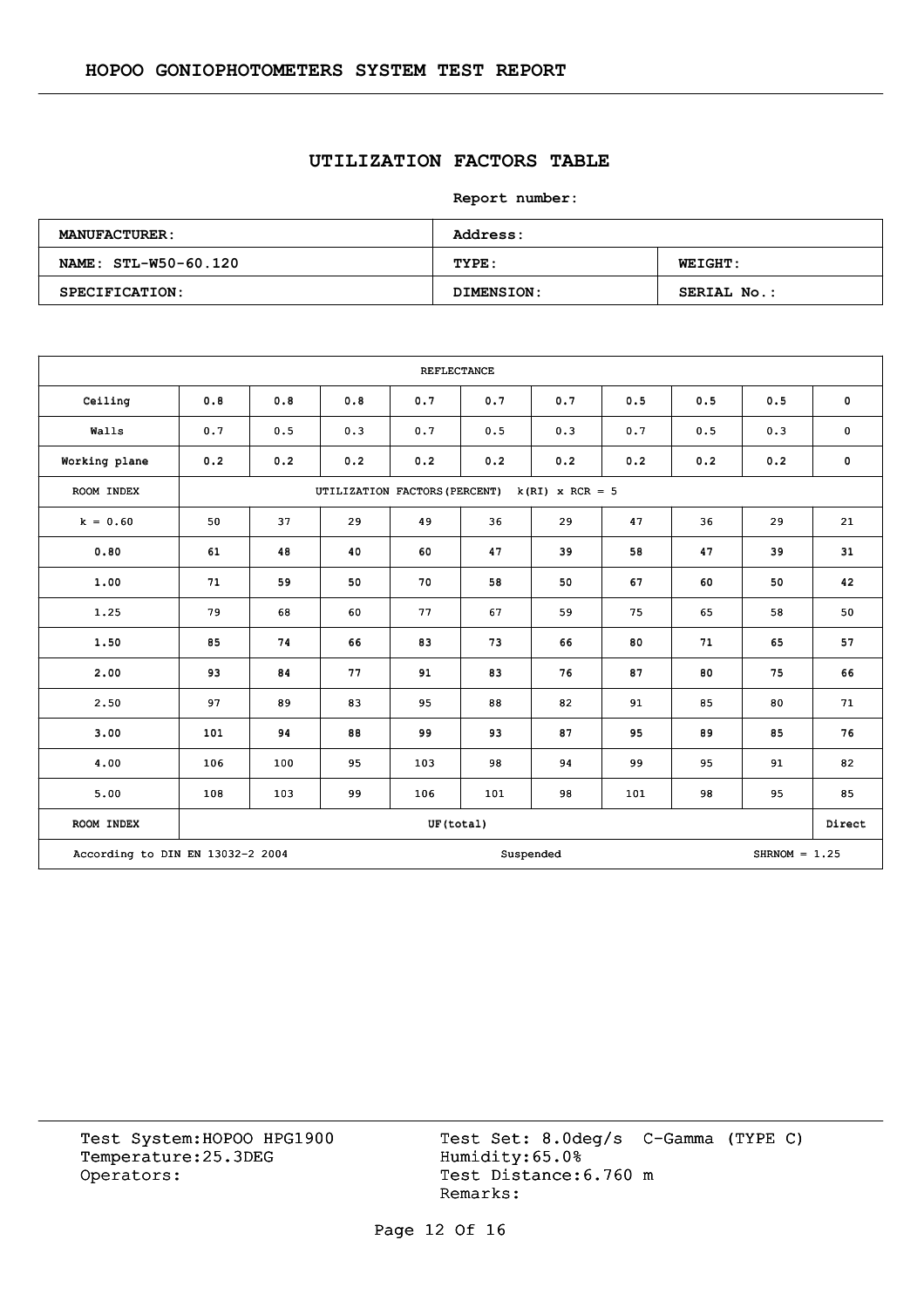## UTILIZATION FACTORS TABLE

**Report number:**

| **MANUFACTURER:** | **Address:** | |
|---|---|---|
| **NAME: STL-W50-60.120** | **TYPE:** | **WEIGHT:** |
| **SPECIFICATION:** | **DIMENSION:** | **SERIAL No.:** |

| REFLECTANCE | | | | | | | | | | |
|---|---|---|---|---|---|---|---|---|---|---|
| Ceiling | 0.8 | 0.8 | 0.8 | 0.7 | 0.7 | 0.7 | 0.5 | 0.5 | 0.5 | 0 |
| Walls | 0.7 | 0.5 | 0.3 | 0.7 | 0.5 | 0.3 | 0.7 | 0.5 | 0.3 | 0 |
| Working plane | 0.2 | 0.2 | 0.2 | 0.2 | 0.2 | 0.2 | 0.2 | 0.2 | 0.2 | 0 |
| ROOM INDEX | UTILIZATION FACTORS(PERCENT) k(RI) x RCR = 5 | | | | | | | | | |
| k = 0.60 | 50 | 37 | 29 | 49 | 36 | 29 | 47 | 36 | 29 | 21 |
| 0.80 | 61 | 48 | 40 | 60 | 47 | 39 | 58 | 47 | 39 | 31 |
| 1.00 | 71 | 59 | 50 | 70 | 58 | 50 | 67 | 60 | 50 | 42 |
| 1.25 | 79 | 68 | 60 | 77 | 67 | 59 | 75 | 65 | 58 | 50 |
| 1.50 | 85 | 74 | 66 | 83 | 73 | 66 | 80 | 71 | 65 | 57 |
| 2.00 | 93 | 84 | 77 | 91 | 83 | 76 | 87 | 80 | 75 | 66 |
| 2.50 | 97 | 89 | 83 | 95 | 88 | 82 | 91 | 85 | 80 | 71 |
| 3.00 | 101 | 94 | 88 | 99 | 93 | 87 | 95 | 89 | 85 | 76 |
| 4.00 | 106 | 100 | 95 | 103 | 98 | 94 | 99 | 95 | 91 | 82 |
| 5.00 | 108 | 103 | 99 | 106 | 101 | 98 | 101 | 98 | 95 | 85 |
| ROOM INDEX | UF(total) | | | | | | | | | Direct |
| According to DIN EN 13032-2 2004 | | | | Suspended | | | | SHRNOM = 1.25 | | |

Test System:HOPOO HPG1900
Temperature:25.3DEG
Operators:

Test Set: 8.0deg/s C-Gamma (TYPE C)
Humidity:65.0%
Test Distance:6.760 m
Remarks: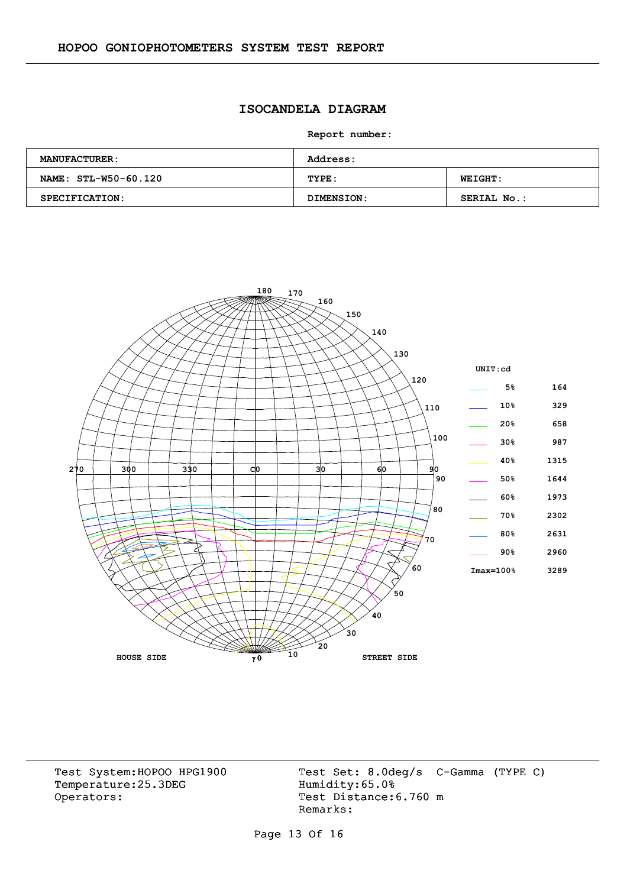HOPOO GONIOPHOTOMETERS SYSTEM TEST REPORT

## ISOCANDELA DIAGRAM

**Report number:**

| MANUFACTURER: | Address: | |
|---|---|---|
| NAME: STL-W50-60.120 | TYPE: | WEIGHT: |
| SPECIFICATION: | DIMENSION: | SERIAL No.: |

UNIT:cd

| | |
|---|---|
| 5% | 164 |
| 10% | 329 |
| 20% | 658 |
| 30% | 987 |
| 40% | 1315 |
| 50% | 1644 |
| 60% | 1973 |
| 70% | 2302 |
| 80% | 2631 |
| 90% | 2960 |
| Imax=100% | 3289 |

HOUSE SIDE　　γ0　　STREET SIDE

Test System:HOPOO HPG1900
Temperature:25.3DEG
Operators:

Test Set: 8.0deg/s　C-Gamma (TYPE C)
Humidity:65.0%
Test Distance:6.760 m
Remarks: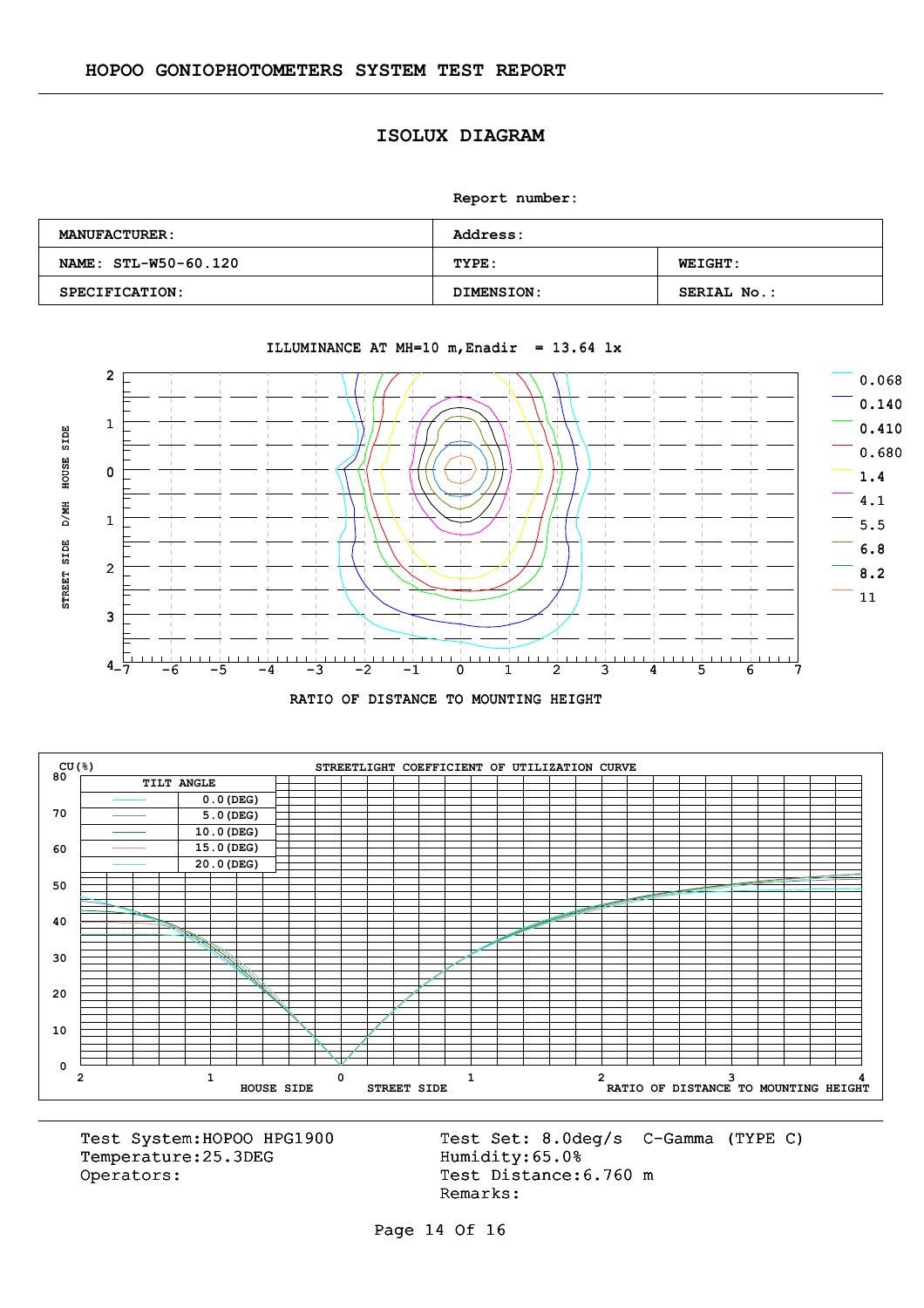HOPOO GONIOPHOTOMETERS SYSTEM TEST REPORT

## ISOLUX DIAGRAM

Report number:

| MANUFACTURER: | Address: | |
|---|---|---|
| NAME: STL-W50-60.120 | TYPE: | WEIGHT: |
| SPECIFICATION: | DIMENSION: | SERIAL No.: |

ILLUMINANCE AT MH=10 m,Enadir = 13.64 lx

Legend: 0.068, 0.140, 0.410, 0.680, 1.4, 4.1, 5.5, 6.8, 8.2, 11

STREET SIDE D/MH HOUSE SIDE

RATIO OF DISTANCE TO MOUNTING HEIGHT

STREETLIGHT COEFFICIENT OF UTILIZATION CURVE

CU(%)

| TILT ANGLE |
|---|
| 0.0(DEG) |
| 5.0(DEG) |
| 10.0(DEG) |
| 15.0(DEG) |
| 20.0(DEG) |

HOUSE SIDE STREET SIDE RATIO OF DISTANCE TO MOUNTING HEIGHT

Test System:HOPOO HPG1900
Temperature:25.3DEG
Operators:

Test Set: 8.0deg/s C-Gamma (TYPE C)
Humidity:65.0%
Test Distance:6.760 m
Remarks: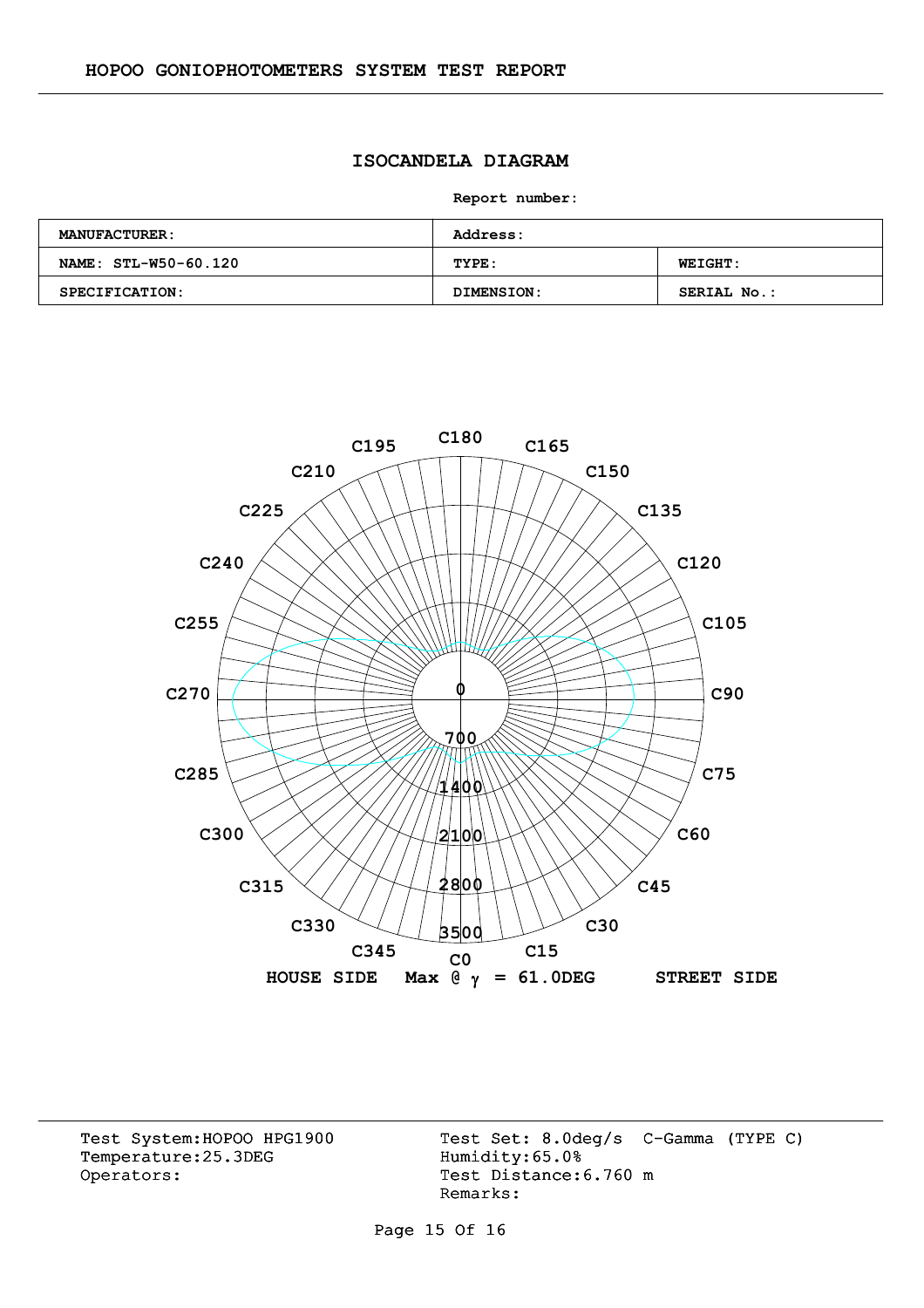HOPOO GONIOPHOTOMETERS SYSTEM TEST REPORT

## ISOCANDELA DIAGRAM

**Report number:**

| MANUFACTURER: | Address: | |
|---|---|---|
| NAME: STL-W50-60.120 | TYPE: | WEIGHT: |
| SPECIFICATION: | DIMENSION: | SERIAL No.: |

C180 C165 C150 C135 C120 C105 C90 C75 C60 C45 C30 C15 C0 C345 C330 C315 C300 C285 C270 C255 C240 C225 C210 C195

0 700 1400 2100 2800 3500

**HOUSE SIDE** **Max @ $\gamma$ = 61.0DEG** **STREET SIDE**

Test System:HOPOO HPG1900
Temperature:25.3DEG
Operators:

Test Set: 8.0deg/s C-Gamma (TYPE C)
Humidity:65.0%
Test Distance:6.760 m
Remarks: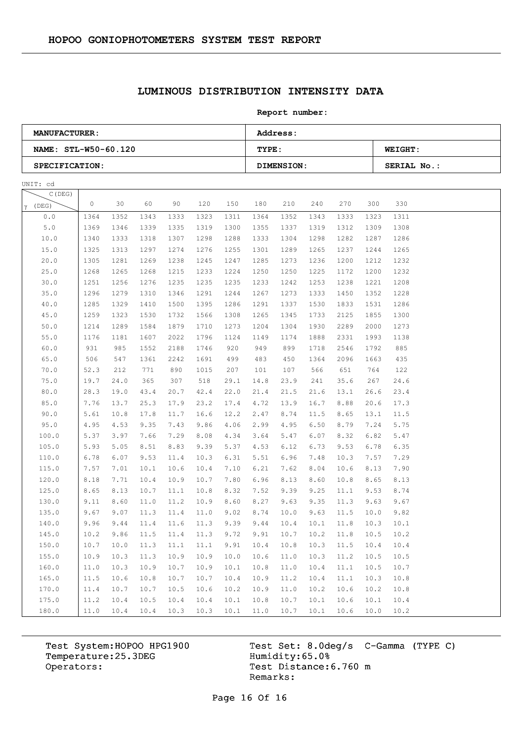# HOPOO GONIOPHOTOMETERS SYSTEM TEST REPORT

## LUMINOUS DISTRIBUTION INTENSITY DATA

**Report number:**

| | | |
|---|---|---|
| **MANUFACTURER:** | **Address:** | |
| **NAME: STL-W50-60.120** | **TYPE:** | **WEIGHT:** |
| **SPECIFICATION:** | **DIMENSION:** | **SERIAL No.:** |

UNIT: cd

| C(DEG) / γ (DEG) | 0 | 30 | 60 | 90 | 120 | 150 | 180 | 210 | 240 | 270 | 300 | 330 |
|---|---|---|---|---|---|---|---|---|---|---|---|---|
| 0.0 | 1364 | 1352 | 1343 | 1333 | 1323 | 1311 | 1364 | 1352 | 1343 | 1333 | 1323 | 1311 |
| 5.0 | 1369 | 1346 | 1339 | 1335 | 1319 | 1300 | 1355 | 1337 | 1319 | 1312 | 1309 | 1308 |
| 10.0 | 1340 | 1333 | 1318 | 1307 | 1298 | 1288 | 1333 | 1304 | 1298 | 1282 | 1287 | 1286 |
| 15.0 | 1325 | 1313 | 1297 | 1274 | 1276 | 1255 | 1301 | 1289 | 1265 | 1237 | 1244 | 1265 |
| 20.0 | 1305 | 1281 | 1269 | 1238 | 1245 | 1247 | 1285 | 1273 | 1236 | 1200 | 1212 | 1232 |
| 25.0 | 1268 | 1265 | 1268 | 1215 | 1233 | 1224 | 1250 | 1250 | 1225 | 1172 | 1200 | 1232 |
| 30.0 | 1251 | 1256 | 1276 | 1235 | 1235 | 1235 | 1233 | 1242 | 1253 | 1238 | 1221 | 1208 |
| 35.0 | 1296 | 1279 | 1310 | 1346 | 1291 | 1244 | 1267 | 1273 | 1333 | 1450 | 1352 | 1228 |
| 40.0 | 1285 | 1329 | 1410 | 1500 | 1395 | 1286 | 1291 | 1337 | 1530 | 1833 | 1531 | 1286 |
| 45.0 | 1259 | 1323 | 1530 | 1732 | 1566 | 1308 | 1265 | 1345 | 1733 | 2125 | 1855 | 1300 |
| 50.0 | 1214 | 1289 | 1584 | 1879 | 1710 | 1273 | 1204 | 1304 | 1930 | 2289 | 2000 | 1273 |
| 55.0 | 1176 | 1181 | 1607 | 2022 | 1796 | 1124 | 1149 | 1174 | 1888 | 2331 | 1993 | 1138 |
| 60.0 | 931 | 985 | 1552 | 2188 | 1746 | 920 | 949 | 899 | 1718 | 2546 | 1792 | 885 |
| 65.0 | 506 | 547 | 1361 | 2242 | 1691 | 499 | 483 | 450 | 1364 | 2096 | 1663 | 435 |
| 70.0 | 52.3 | 212 | 771 | 890 | 1015 | 207 | 101 | 107 | 566 | 651 | 764 | 122 |
| 75.0 | 19.7 | 24.0 | 365 | 307 | 518 | 29.1 | 14.8 | 23.9 | 241 | 35.6 | 267 | 24.6 |
| 80.0 | 28.3 | 19.0 | 43.4 | 20.7 | 42.4 | 22.0 | 21.4 | 21.5 | 21.6 | 13.1 | 26.6 | 23.4 |
| 85.0 | 7.76 | 13.7 | 25.3 | 17.9 | 23.2 | 17.4 | 4.72 | 13.9 | 16.7 | 8.88 | 20.6 | 17.3 |
| 90.0 | 5.61 | 10.8 | 17.8 | 11.7 | 16.6 | 12.2 | 2.47 | 8.74 | 11.5 | 8.65 | 13.1 | 11.5 |
| 95.0 | 4.95 | 4.53 | 9.35 | 7.43 | 9.86 | 4.06 | 2.99 | 4.95 | 6.50 | 8.79 | 7.24 | 5.75 |
| 100.0 | 5.37 | 3.97 | 7.66 | 7.29 | 8.08 | 4.34 | 3.64 | 5.47 | 6.07 | 8.32 | 6.82 | 5.47 |
| 105.0 | 5.93 | 5.05 | 8.51 | 8.83 | 9.39 | 5.37 | 4.53 | 6.12 | 6.73 | 9.53 | 6.78 | 6.35 |
| 110.0 | 6.78 | 6.07 | 9.53 | 11.4 | 10.3 | 6.31 | 5.51 | 6.96 | 7.48 | 10.3 | 7.57 | 7.29 |
| 115.0 | 7.57 | 7.01 | 10.1 | 10.6 | 10.4 | 7.10 | 6.21 | 7.62 | 8.04 | 10.6 | 8.13 | 7.90 |
| 120.0 | 8.18 | 7.71 | 10.4 | 10.9 | 10.7 | 7.80 | 6.96 | 8.13 | 8.60 | 10.8 | 8.65 | 8.13 |
| 125.0 | 8.65 | 8.13 | 10.7 | 11.1 | 10.8 | 8.32 | 7.52 | 9.39 | 9.25 | 11.1 | 9.53 | 8.74 |
| 130.0 | 9.11 | 8.60 | 11.0 | 11.2 | 10.9 | 8.60 | 8.27 | 9.63 | 9.35 | 11.3 | 9.63 | 9.67 |
| 135.0 | 9.67 | 9.07 | 11.3 | 11.4 | 11.0 | 9.02 | 8.74 | 10.0 | 9.63 | 11.5 | 10.0 | 9.82 |
| 140.0 | 9.96 | 9.44 | 11.4 | 11.6 | 11.3 | 9.39 | 9.44 | 10.4 | 10.1 | 11.8 | 10.3 | 10.1 |
| 145.0 | 10.2 | 9.86 | 11.5 | 11.4 | 11.3 | 9.72 | 9.91 | 10.7 | 10.2 | 11.8 | 10.5 | 10.2 |
| 150.0 | 10.7 | 10.0 | 11.3 | 11.1 | 11.1 | 9.91 | 10.4 | 10.8 | 10.3 | 11.5 | 10.4 | 10.4 |
| 155.0 | 10.9 | 10.3 | 11.3 | 10.9 | 10.9 | 10.0 | 10.6 | 11.0 | 10.3 | 11.2 | 10.5 | 10.5 |
| 160.0 | 11.0 | 10.3 | 10.9 | 10.7 | 10.9 | 10.1 | 10.8 | 11.0 | 10.4 | 11.1 | 10.5 | 10.7 |
| 165.0 | 11.5 | 10.6 | 10.8 | 10.7 | 10.7 | 10.4 | 10.9 | 11.2 | 10.4 | 11.1 | 10.3 | 10.8 |
| 170.0 | 11.4 | 10.7 | 10.7 | 10.5 | 10.6 | 10.2 | 10.9 | 11.0 | 10.2 | 10.6 | 10.2 | 10.8 |
| 175.0 | 11.2 | 10.4 | 10.5 | 10.4 | 10.4 | 10.1 | 10.8 | 10.7 | 10.1 | 10.6 | 10.1 | 10.4 |
| 180.0 | 11.0 | 10.4 | 10.4 | 10.3 | 10.3 | 10.1 | 11.0 | 10.7 | 10.1 | 10.6 | 10.0 | 10.2 |

Test System:HOPOO HPG1900
Temperature:25.3DEG
Operators:

Test Set: 8.0deg/s C-Gamma (TYPE C)
Humidity:65.0%
Test Distance:6.760 m
Remarks: